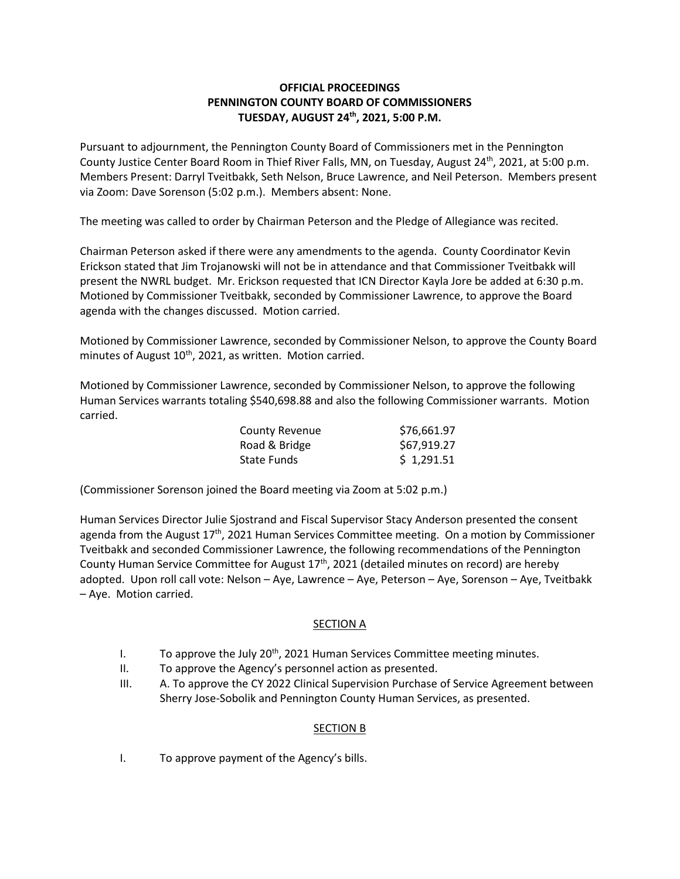# OFFICIAL PROCEEDINGS
# PENNINGTON COUNTY BOARD OF COMMISSIONERS
# TUESDAY, AUGUST 24th, 2021, 5:00 P.M.

Pursuant to adjournment, the Pennington County Board of Commissioners met in the Pennington County Justice Center Board Room in Thief River Falls, MN, on Tuesday, August 24th, 2021, at 5:00 p.m. Members Present: Darryl Tveitbakk, Seth Nelson, Bruce Lawrence, and Neil Peterson. Members present via Zoom: Dave Sorenson (5:02 p.m.). Members absent: None.

The meeting was called to order by Chairman Peterson and the Pledge of Allegiance was recited.

Chairman Peterson asked if there were any amendments to the agenda. County Coordinator Kevin Erickson stated that Jim Trojanowski will not be in attendance and that Commissioner Tveitbakk will present the NWRL budget. Mr. Erickson requested that ICN Director Kayla Jore be added at 6:30 p.m. Motioned by Commissioner Tveitbakk, seconded by Commissioner Lawrence, to approve the Board agenda with the changes discussed. Motion carried.

Motioned by Commissioner Lawrence, seconded by Commissioner Nelson, to approve the County Board minutes of August 10th, 2021, as written. Motion carried.

Motioned by Commissioner Lawrence, seconded by Commissioner Nelson, to approve the following Human Services warrants totaling $540,698.88 and also the following Commissioner warrants. Motion carried.

| | |
|---|---|
| County Revenue | $76,661.97 |
| Road & Bridge | $67,919.27 |
| State Funds | $ 1,291.51 |

(Commissioner Sorenson joined the Board meeting via Zoom at 5:02 p.m.)

Human Services Director Julie Sjostrand and Fiscal Supervisor Stacy Anderson presented the consent agenda from the August 17th, 2021 Human Services Committee meeting. On a motion by Commissioner Tveitbakk and seconded Commissioner Lawrence, the following recommendations of the Pennington County Human Service Committee for August 17th, 2021 (detailed minutes on record) are hereby adopted. Upon roll call vote: Nelson – Aye, Lawrence – Aye, Peterson – Aye, Sorenson – Aye, Tveitbakk – Aye. Motion carried.

## SECTION A

I. To approve the July 20th, 2021 Human Services Committee meeting minutes.

II. To approve the Agency's personnel action as presented.

III. A. To approve the CY 2022 Clinical Supervision Purchase of Service Agreement between Sherry Jose-Sobolik and Pennington County Human Services, as presented.

## SECTION B

I. To approve payment of the Agency's bills.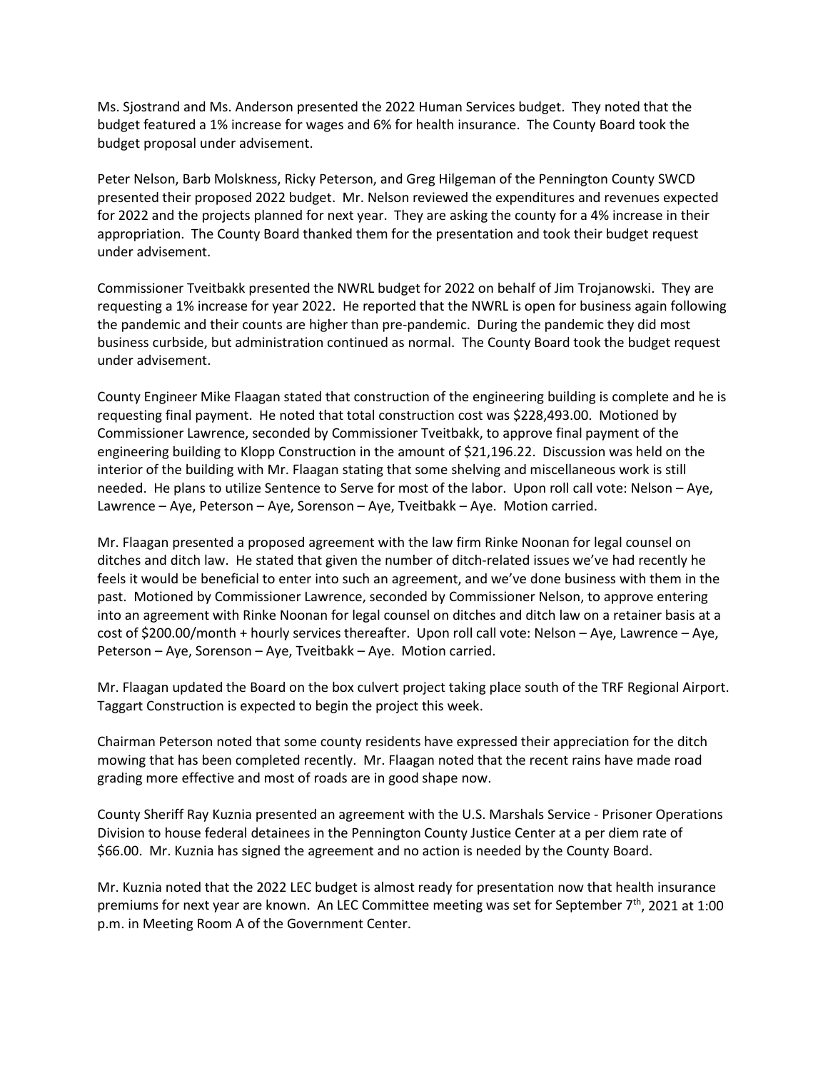Ms. Sjostrand and Ms. Anderson presented the 2022 Human Services budget. They noted that the budget featured a 1% increase for wages and 6% for health insurance. The County Board took the budget proposal under advisement.

Peter Nelson, Barb Molskness, Ricky Peterson, and Greg Hilgeman of the Pennington County SWCD presented their proposed 2022 budget. Mr. Nelson reviewed the expenditures and revenues expected for 2022 and the projects planned for next year. They are asking the county for a 4% increase in their appropriation. The County Board thanked them for the presentation and took their budget request under advisement.

Commissioner Tveitbakk presented the NWRL budget for 2022 on behalf of Jim Trojanowski. They are requesting a 1% increase for year 2022. He reported that the NWRL is open for business again following the pandemic and their counts are higher than pre-pandemic. During the pandemic they did most business curbside, but administration continued as normal. The County Board took the budget request under advisement.

County Engineer Mike Flaagan stated that construction of the engineering building is complete and he is requesting final payment. He noted that total construction cost was $228,493.00. Motioned by Commissioner Lawrence, seconded by Commissioner Tveitbakk, to approve final payment of the engineering building to Klopp Construction in the amount of $21,196.22. Discussion was held on the interior of the building with Mr. Flaagan stating that some shelving and miscellaneous work is still needed. He plans to utilize Sentence to Serve for most of the labor. Upon roll call vote: Nelson – Aye, Lawrence – Aye, Peterson – Aye, Sorenson – Aye, Tveitbakk – Aye. Motion carried.

Mr. Flaagan presented a proposed agreement with the law firm Rinke Noonan for legal counsel on ditches and ditch law. He stated that given the number of ditch-related issues we've had recently he feels it would be beneficial to enter into such an agreement, and we've done business with them in the past. Motioned by Commissioner Lawrence, seconded by Commissioner Nelson, to approve entering into an agreement with Rinke Noonan for legal counsel on ditches and ditch law on a retainer basis at a cost of $200.00/month + hourly services thereafter. Upon roll call vote: Nelson – Aye, Lawrence – Aye, Peterson – Aye, Sorenson – Aye, Tveitbakk – Aye. Motion carried.

Mr. Flaagan updated the Board on the box culvert project taking place south of the TRF Regional Airport. Taggart Construction is expected to begin the project this week.

Chairman Peterson noted that some county residents have expressed their appreciation for the ditch mowing that has been completed recently. Mr. Flaagan noted that the recent rains have made road grading more effective and most of roads are in good shape now.

County Sheriff Ray Kuznia presented an agreement with the U.S. Marshals Service - Prisoner Operations Division to house federal detainees in the Pennington County Justice Center at a per diem rate of $66.00. Mr. Kuznia has signed the agreement and no action is needed by the County Board.

Mr. Kuznia noted that the 2022 LEC budget is almost ready for presentation now that health insurance premiums for next year are known. An LEC Committee meeting was set for September 7th, 2021 at 1:00 p.m. in Meeting Room A of the Government Center.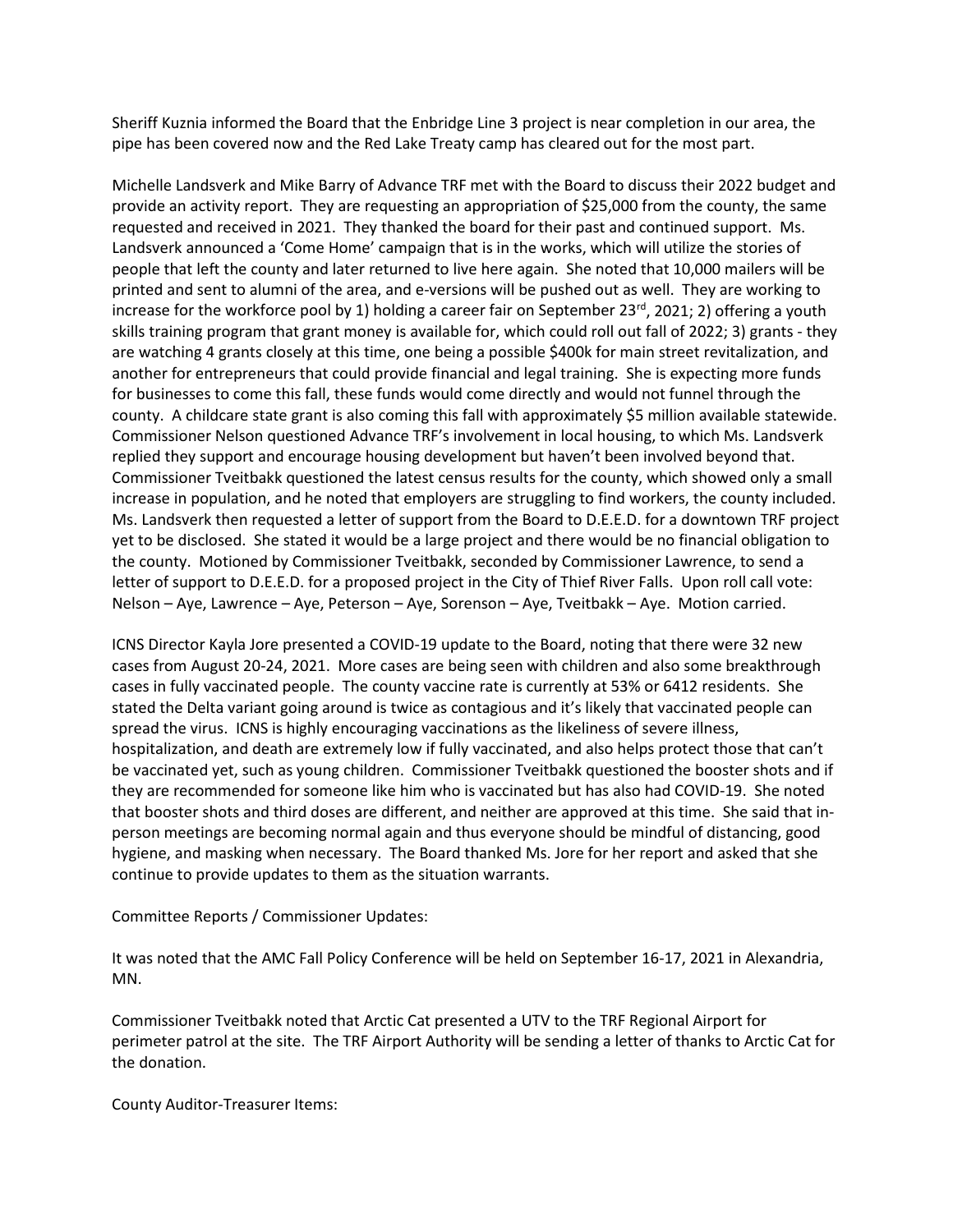Sheriff Kuznia informed the Board that the Enbridge Line 3 project is near completion in our area, the pipe has been covered now and the Red Lake Treaty camp has cleared out for the most part.

Michelle Landsverk and Mike Barry of Advance TRF met with the Board to discuss their 2022 budget and provide an activity report. They are requesting an appropriation of $25,000 from the county, the same requested and received in 2021. They thanked the board for their past and continued support. Ms. Landsverk announced a 'Come Home' campaign that is in the works, which will utilize the stories of people that left the county and later returned to live here again. She noted that 10,000 mailers will be printed and sent to alumni of the area, and e-versions will be pushed out as well. They are working to increase for the workforce pool by 1) holding a career fair on September 23rd, 2021; 2) offering a youth skills training program that grant money is available for, which could roll out fall of 2022; 3) grants - they are watching 4 grants closely at this time, one being a possible $400k for main street revitalization, and another for entrepreneurs that could provide financial and legal training. She is expecting more funds for businesses to come this fall, these funds would come directly and would not funnel through the county. A childcare state grant is also coming this fall with approximately $5 million available statewide. Commissioner Nelson questioned Advance TRF's involvement in local housing, to which Ms. Landsverk replied they support and encourage housing development but haven't been involved beyond that. Commissioner Tveitbakk questioned the latest census results for the county, which showed only a small increase in population, and he noted that employers are struggling to find workers, the county included. Ms. Landsverk then requested a letter of support from the Board to D.E.E.D. for a downtown TRF project yet to be disclosed. She stated it would be a large project and there would be no financial obligation to the county. Motioned by Commissioner Tveitbakk, seconded by Commissioner Lawrence, to send a letter of support to D.E.E.D. for a proposed project in the City of Thief River Falls. Upon roll call vote: Nelson – Aye, Lawrence – Aye, Peterson – Aye, Sorenson – Aye, Tveitbakk – Aye. Motion carried.

ICNS Director Kayla Jore presented a COVID-19 update to the Board, noting that there were 32 new cases from August 20-24, 2021. More cases are being seen with children and also some breakthrough cases in fully vaccinated people. The county vaccine rate is currently at 53% or 6412 residents. She stated the Delta variant going around is twice as contagious and it's likely that vaccinated people can spread the virus. ICNS is highly encouraging vaccinations as the likeliness of severe illness, hospitalization, and death are extremely low if fully vaccinated, and also helps protect those that can't be vaccinated yet, such as young children. Commissioner Tveitbakk questioned the booster shots and if they are recommended for someone like him who is vaccinated but has also had COVID-19. She noted that booster shots and third doses are different, and neither are approved at this time. She said that in-person meetings are becoming normal again and thus everyone should be mindful of distancing, good hygiene, and masking when necessary. The Board thanked Ms. Jore for her report and asked that she continue to provide updates to them as the situation warrants.

Committee Reports / Commissioner Updates:

It was noted that the AMC Fall Policy Conference will be held on September 16-17, 2021 in Alexandria, MN.

Commissioner Tveitbakk noted that Arctic Cat presented a UTV to the TRF Regional Airport for perimeter patrol at the site. The TRF Airport Authority will be sending a letter of thanks to Arctic Cat for the donation.

County Auditor-Treasurer Items: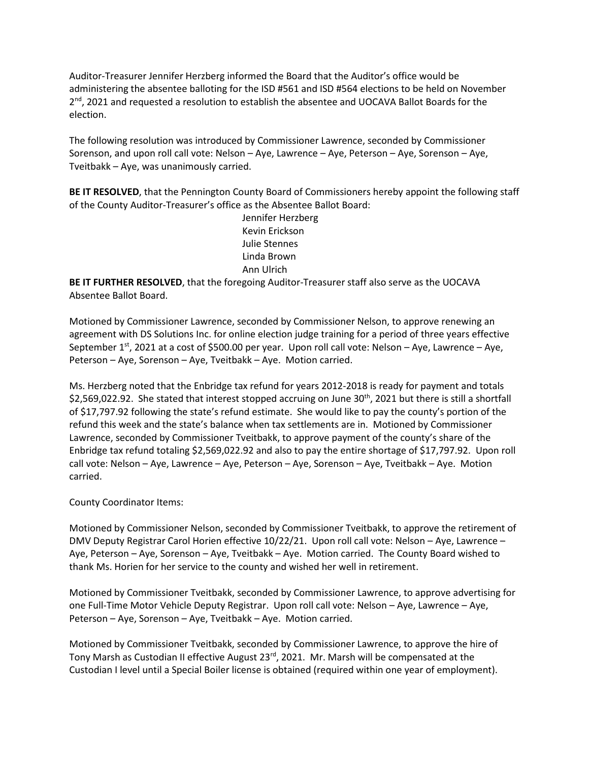Auditor-Treasurer Jennifer Herzberg informed the Board that the Auditor's office would be administering the absentee balloting for the ISD #561 and ISD #564 elections to be held on November 2nd, 2021 and requested a resolution to establish the absentee and UOCAVA Ballot Boards for the election.

The following resolution was introduced by Commissioner Lawrence, seconded by Commissioner Sorenson, and upon roll call vote: Nelson – Aye, Lawrence – Aye, Peterson – Aye, Sorenson – Aye, Tveitbakk – Aye, was unanimously carried.

**BE IT RESOLVED**, that the Pennington County Board of Commissioners hereby appoint the following staff of the County Auditor-Treasurer's office as the Absentee Ballot Board:

Jennifer Herzberg
Kevin Erickson
Julie Stennes
Linda Brown
Ann Ulrich

**BE IT FURTHER RESOLVED**, that the foregoing Auditor-Treasurer staff also serve as the UOCAVA Absentee Ballot Board.

Motioned by Commissioner Lawrence, seconded by Commissioner Nelson, to approve renewing an agreement with DS Solutions Inc. for online election judge training for a period of three years effective September 1st, 2021 at a cost of $500.00 per year. Upon roll call vote: Nelson – Aye, Lawrence – Aye, Peterson – Aye, Sorenson – Aye, Tveitbakk – Aye. Motion carried.

Ms. Herzberg noted that the Enbridge tax refund for years 2012-2018 is ready for payment and totals $2,569,022.92. She stated that interest stopped accruing on June 30th, 2021 but there is still a shortfall of $17,797.92 following the state's refund estimate. She would like to pay the county's portion of the refund this week and the state's balance when tax settlements are in. Motioned by Commissioner Lawrence, seconded by Commissioner Tveitbakk, to approve payment of the county's share of the Enbridge tax refund totaling $2,569,022.92 and also to pay the entire shortage of $17,797.92. Upon roll call vote: Nelson – Aye, Lawrence – Aye, Peterson – Aye, Sorenson – Aye, Tveitbakk – Aye. Motion carried.

County Coordinator Items:

Motioned by Commissioner Nelson, seconded by Commissioner Tveitbakk, to approve the retirement of DMV Deputy Registrar Carol Horien effective 10/22/21. Upon roll call vote: Nelson – Aye, Lawrence – Aye, Peterson – Aye, Sorenson – Aye, Tveitbakk – Aye. Motion carried. The County Board wished to thank Ms. Horien for her service to the county and wished her well in retirement.

Motioned by Commissioner Tveitbakk, seconded by Commissioner Lawrence, to approve advertising for one Full-Time Motor Vehicle Deputy Registrar. Upon roll call vote: Nelson – Aye, Lawrence – Aye, Peterson – Aye, Sorenson – Aye, Tveitbakk – Aye. Motion carried.

Motioned by Commissioner Tveitbakk, seconded by Commissioner Lawrence, to approve the hire of Tony Marsh as Custodian II effective August 23rd, 2021. Mr. Marsh will be compensated at the Custodian I level until a Special Boiler license is obtained (required within one year of employment).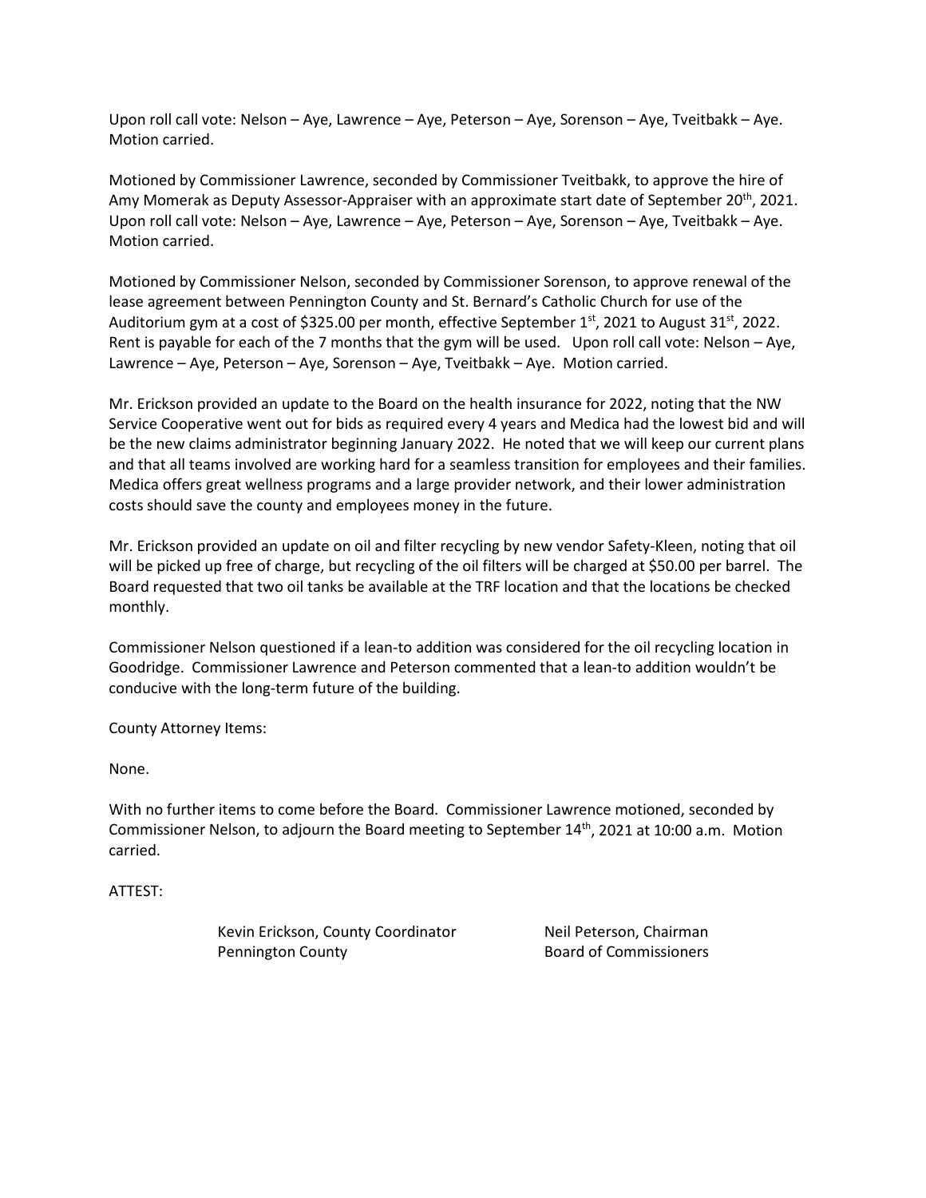Upon roll call vote: Nelson – Aye, Lawrence – Aye, Peterson – Aye, Sorenson – Aye, Tveitbakk – Aye. Motion carried.

Motioned by Commissioner Lawrence, seconded by Commissioner Tveitbakk, to approve the hire of Amy Momerak as Deputy Assessor-Appraiser with an approximate start date of September 20th, 2021. Upon roll call vote: Nelson – Aye, Lawrence – Aye, Peterson – Aye, Sorenson – Aye, Tveitbakk – Aye. Motion carried.

Motioned by Commissioner Nelson, seconded by Commissioner Sorenson, to approve renewal of the lease agreement between Pennington County and St. Bernard's Catholic Church for use of the Auditorium gym at a cost of $325.00 per month, effective September 1st, 2021 to August 31st, 2022. Rent is payable for each of the 7 months that the gym will be used. Upon roll call vote: Nelson – Aye, Lawrence – Aye, Peterson – Aye, Sorenson – Aye, Tveitbakk – Aye. Motion carried.

Mr. Erickson provided an update to the Board on the health insurance for 2022, noting that the NW Service Cooperative went out for bids as required every 4 years and Medica had the lowest bid and will be the new claims administrator beginning January 2022. He noted that we will keep our current plans and that all teams involved are working hard for a seamless transition for employees and their families. Medica offers great wellness programs and a large provider network, and their lower administration costs should save the county and employees money in the future.

Mr. Erickson provided an update on oil and filter recycling by new vendor Safety-Kleen, noting that oil will be picked up free of charge, but recycling of the oil filters will be charged at $50.00 per barrel. The Board requested that two oil tanks be available at the TRF location and that the locations be checked monthly.

Commissioner Nelson questioned if a lean-to addition was considered for the oil recycling location in Goodridge. Commissioner Lawrence and Peterson commented that a lean-to addition wouldn't be conducive with the long-term future of the building.

County Attorney Items:

None.

With no further items to come before the Board. Commissioner Lawrence motioned, seconded by Commissioner Nelson, to adjourn the Board meeting to September 14th, 2021 at 10:00 a.m. Motion carried.

ATTEST:

Kevin Erickson, County Coordinator
Pennington County

Neil Peterson, Chairman
Board of Commissioners